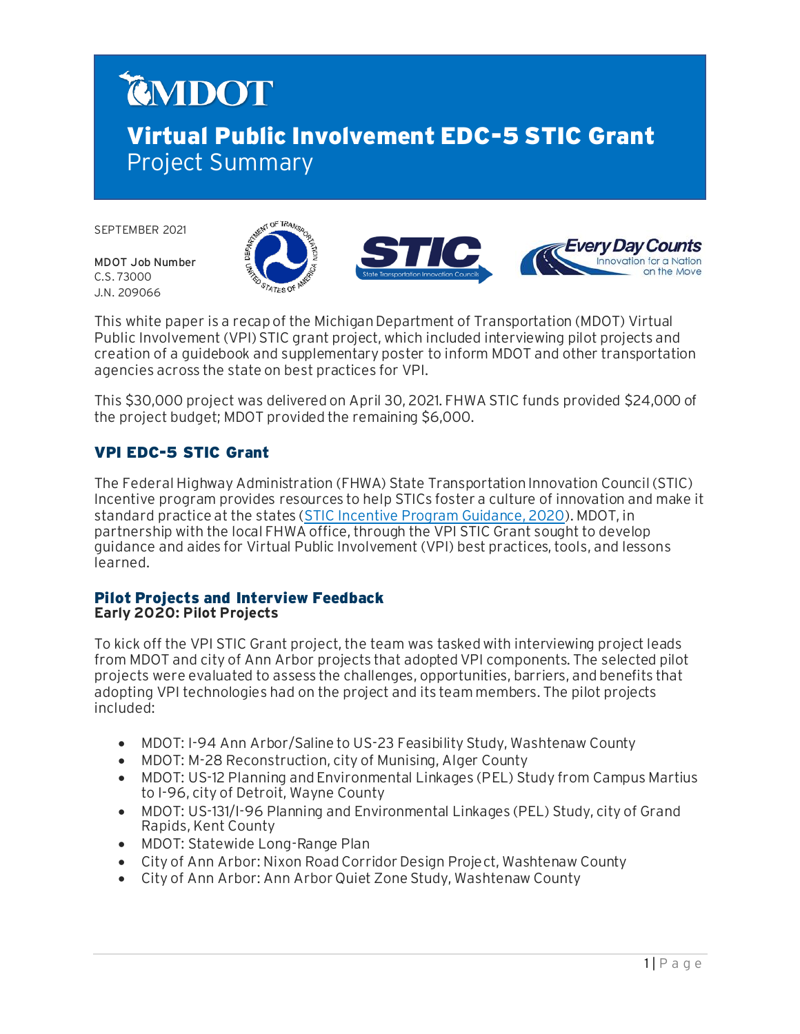# Virtual Public Involvement EDC-5 STIC Grant

Project Summary

SEPTEMBER 2021

**MDOT Job Number**
C.S. 73000
J.N. 209066

This white paper is a recap of the Michigan Department of Transportation (MDOT) Virtual Public Involvement (VPI) STIC grant project, which included interviewing pilot projects and creation of a guidebook and supplementary poster to inform MDOT and other transportation agencies across the state on best practices for VPI.

This $30,000 project was delivered on April 30, 2021. FHWA STIC funds provided $24,000 of the project budget; MDOT provided the remaining $6,000.

## VPI EDC-5 STIC Grant

The Federal Highway Administration (FHWA) State Transportation Innovation Council (STIC) Incentive program provides resources to help STICs foster a culture of innovation and make it standard practice at the states (STIC Incentive Program Guidance, 2020). MDOT, in partnership with the local FHWA office, through the VPI STIC Grant sought to develop guidance and aides for Virtual Public Involvement (VPI) best practices, tools, and lessons learned.

### Pilot Projects and Interview Feedback

**Early 2020: Pilot Projects**

To kick off the VPI STIC Grant project, the team was tasked with interviewing project leads from MDOT and city of Ann Arbor projects that adopted VPI components. The selected pilot projects were evaluated to assess the challenges, opportunities, barriers, and benefits that adopting VPI technologies had on the project and its team members. The pilot projects included:

- MDOT: I-94 Ann Arbor/Saline to US-23 Feasibility Study, Washtenaw County
- MDOT: M-28 Reconstruction, city of Munising, Alger County
- MDOT: US-12 Planning and Environmental Linkages (PEL) Study from Campus Martius to I-96, city of Detroit, Wayne County
- MDOT: US-131/I-96 Planning and Environmental Linkages (PEL) Study, city of Grand Rapids, Kent County
- MDOT: Statewide Long-Range Plan
- City of Ann Arbor: Nixon Road Corridor Design Project, Washtenaw County
- City of Ann Arbor: Ann Arbor Quiet Zone Study, Washtenaw County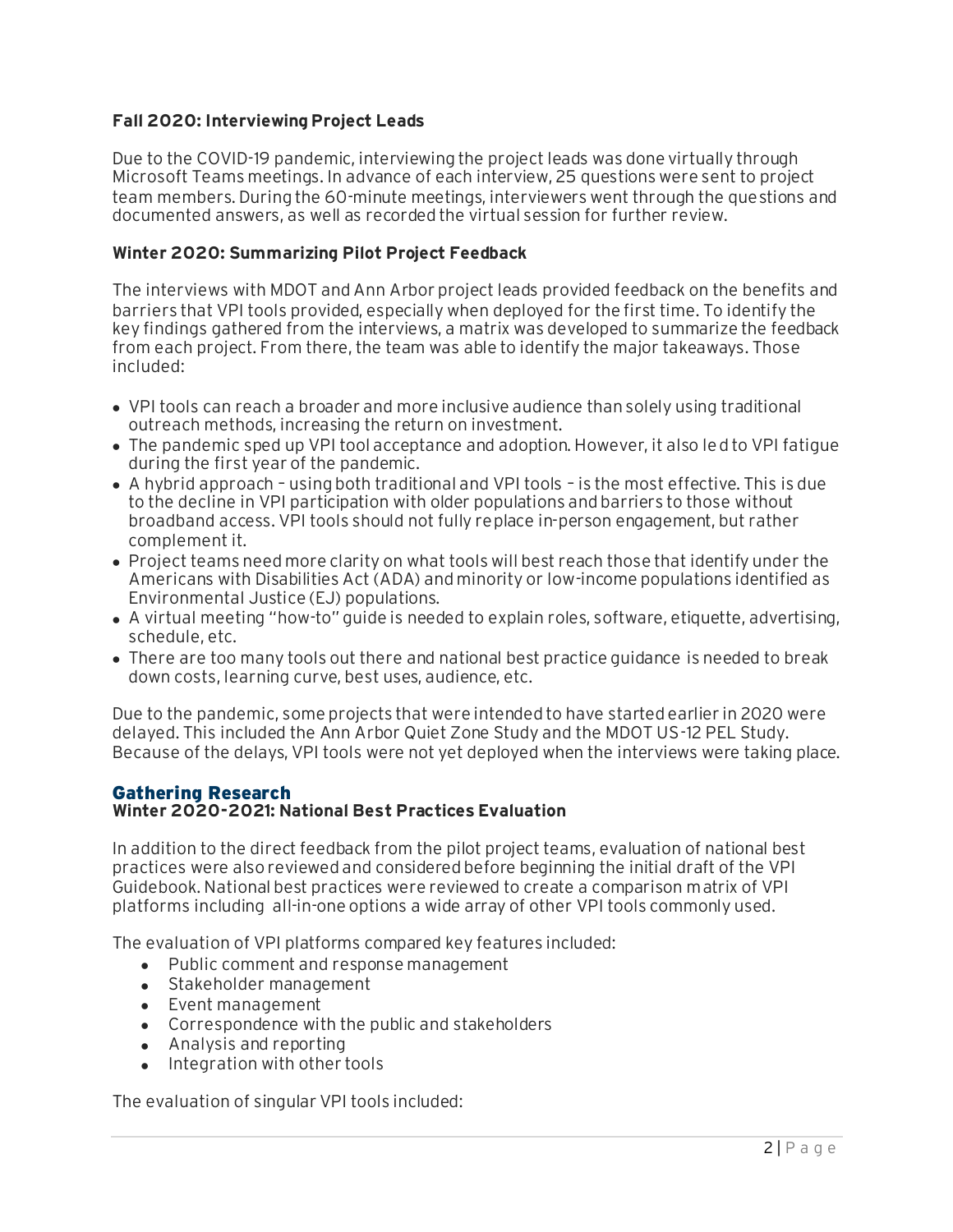### Fall 2020: Interviewing Project Leads

Due to the COVID-19 pandemic, interviewing the project leads was done virtually through Microsoft Teams meetings. In advance of each interview, 25 questions were sent to project team members. During the 60-minute meetings, interviewers went through the questions and documented answers, as well as recorded the virtual session for further review.

### Winter 2020: Summarizing Pilot Project Feedback

The interviews with MDOT and Ann Arbor project leads provided feedback on the benefits and barriers that VPI tools provided, especially when deployed for the first time. To identify the key findings gathered from the interviews, a matrix was developed to summarize the feedback from each project. From there, the team was able to identify the major takeaways. Those included:

- VPI tools can reach a broader and more inclusive audience than solely using traditional outreach methods, increasing the return on investment.
- The pandemic sped up VPI tool acceptance and adoption. However, it also led to VPI fatigue during the first year of the pandemic.
- A hybrid approach – using both traditional and VPI tools – is the most effective. This is due to the decline in VPI participation with older populations and barriers to those without broadband access. VPI tools should not fully replace in-person engagement, but rather complement it.
- Project teams need more clarity on what tools will best reach those that identify under the Americans with Disabilities Act (ADA) and minority or low-income populations identified as Environmental Justice (EJ) populations.
- A virtual meeting "how-to" guide is needed to explain roles, software, etiquette, advertising, schedule, etc.
- There are too many tools out there and national best practice guidance is needed to break down costs, learning curve, best uses, audience, etc.

Due to the pandemic, some projects that were intended to have started earlier in 2020 were delayed. This included the Ann Arbor Quiet Zone Study and the MDOT US-12 PEL Study. Because of the delays, VPI tools were not yet deployed when the interviews were taking place.

## Gathering Research

### Winter 2020-2021: National Best Practices Evaluation

In addition to the direct feedback from the pilot project teams, evaluation of national best practices were also reviewed and considered before beginning the initial draft of the VPI Guidebook. National best practices were reviewed to create a comparison matrix of VPI platforms including all-in-one options a wide array of other VPI tools commonly used.

The evaluation of VPI platforms compared key features included:

- Public comment and response management
- Stakeholder management
- Event management
- Correspondence with the public and stakeholders
- Analysis and reporting
- Integration with other tools

The evaluation of singular VPI tools included: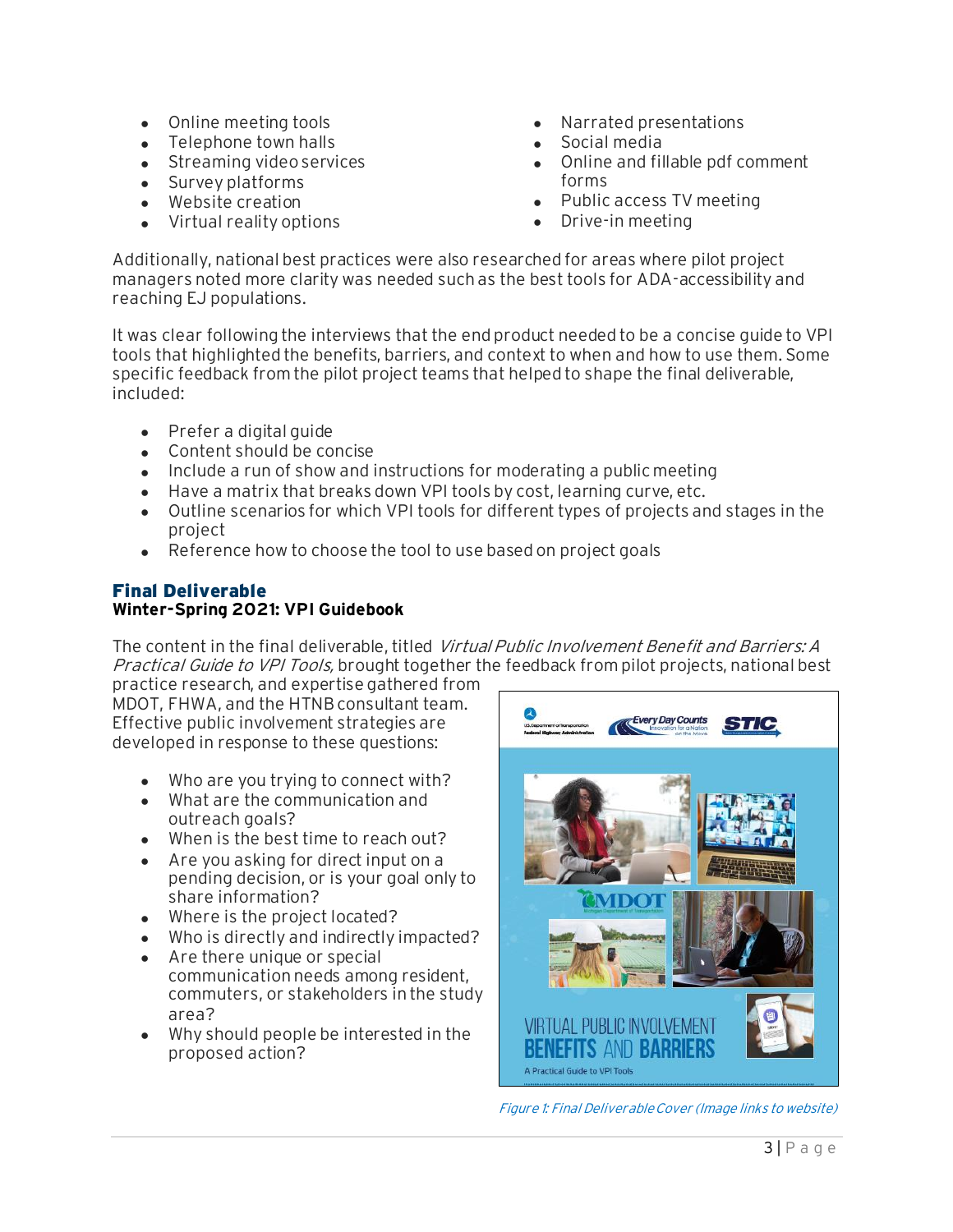- Online meeting tools
- Telephone town halls
- Streaming video services
- Survey platforms
- Website creation
- Virtual reality options
- Narrated presentations
- Social media
- Online and fillable pdf comment forms
- Public access TV meeting
- Drive-in meeting

Additionally, national best practices were also researched for areas where pilot project managers noted more clarity was needed such as the best tools for ADA-accessibility and reaching EJ populations.

It was clear following the interviews that the end product needed to be a concise guide to VPI tools that highlighted the benefits, barriers, and context to when and how to use them. Some specific feedback from the pilot project teams that helped to shape the final deliverable, included:

- Prefer a digital guide
- Content should be concise
- Include a run of show and instructions for moderating a public meeting
- Have a matrix that breaks down VPI tools by cost, learning curve, etc.
- Outline scenarios for which VPI tools for different types of projects and stages in the project
- Reference how to choose the tool to use based on project goals

## Final Deliverable

**Winter-Spring 2021: VPI Guidebook**

The content in the final deliverable, titled *Virtual Public Involvement Benefit and Barriers: A Practical Guide to VPI Tools,* brought together the feedback from pilot projects, national best practice research, and expertise gathered from MDOT, FHWA, and the HTNB consultant team. Effective public involvement strategies are developed in response to these questions:

- Who are you trying to connect with?
- What are the communication and outreach goals?
- When is the best time to reach out?
- Are you asking for direct input on a pending decision, or is your goal only to share information?
- Where is the project located?
- Who is directly and indirectly impacted?
- Are there unique or special communication needs among resident, commuters, or stakeholders in the study area?
- Why should people be interested in the proposed action?

*Figure 1: Final Deliverable Cover (Image links to website)*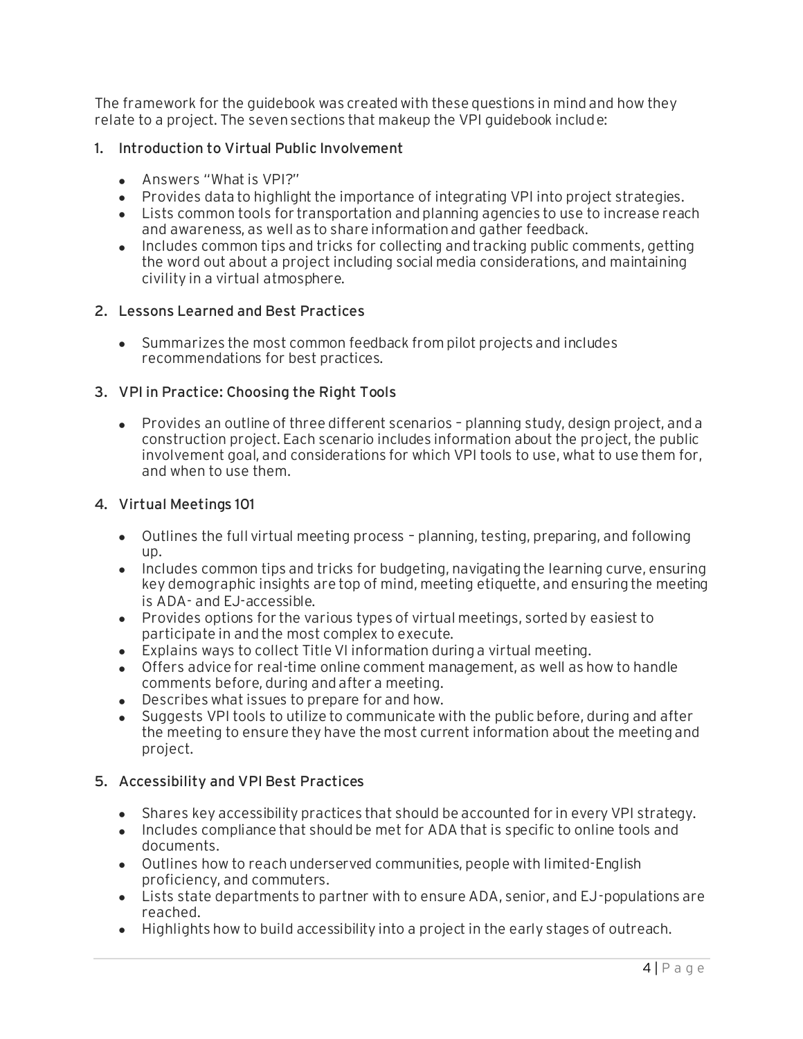The framework for the guidebook was created with these questions in mind and how they relate to a project. The seven sections that makeup the VPI guidebook include:

1. **Introduction to Virtual Public Involvement**
   - Answers "What is VPI?"
   - Provides data to highlight the importance of integrating VPI into project strategies.
   - Lists common tools for transportation and planning agencies to use to increase reach and awareness, as well as to share information and gather feedback.
   - Includes common tips and tricks for collecting and tracking public comments, getting the word out about a project including social media considerations, and maintaining civility in a virtual atmosphere.

2. **Lessons Learned and Best Practices**
   - Summarizes the most common feedback from pilot projects and includes recommendations for best practices.

3. **VPI in Practice: Choosing the Right Tools**
   - Provides an outline of three different scenarios – planning study, design project, and a construction project. Each scenario includes information about the project, the public involvement goal, and considerations for which VPI tools to use, what to use them for, and when to use them.

4. **Virtual Meetings 101**
   - Outlines the full virtual meeting process – planning, testing, preparing, and following up.
   - Includes common tips and tricks for budgeting, navigating the learning curve, ensuring key demographic insights are top of mind, meeting etiquette, and ensuring the meeting is ADA- and EJ-accessible.
   - Provides options for the various types of virtual meetings, sorted by easiest to participate in and the most complex to execute.
   - Explains ways to collect Title VI information during a virtual meeting.
   - Offers advice for real-time online comment management, as well as how to handle comments before, during and after a meeting.
   - Describes what issues to prepare for and how.
   - Suggests VPI tools to utilize to communicate with the public before, during and after the meeting to ensure they have the most current information about the meeting and project.

5. **Accessibility and VPI Best Practices**
   - Shares key accessibility practices that should be accounted for in every VPI strategy.
   - Includes compliance that should be met for ADA that is specific to online tools and documents.
   - Outlines how to reach underserved communities, people with limited-English proficiency, and commuters.
   - Lists state departments to partner with to ensure ADA, senior, and EJ-populations are reached.
   - Highlights how to build accessibility into a project in the early stages of outreach.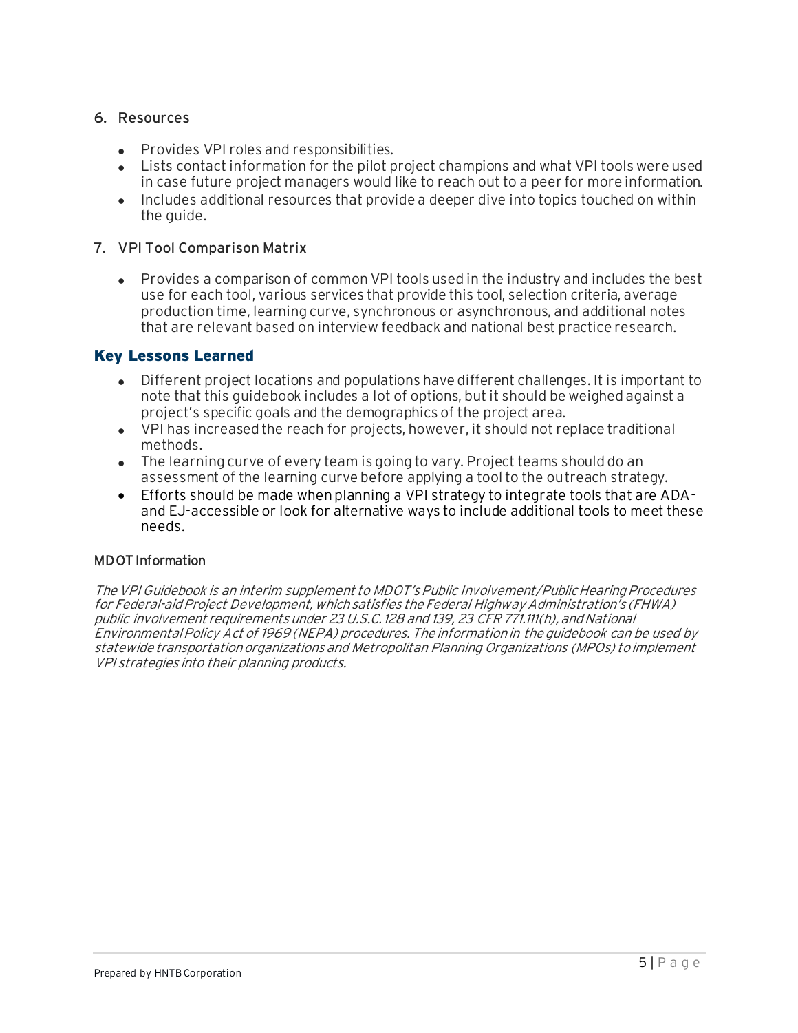### 6. Resources

- Provides VPI roles and responsibilities.
- Lists contact information for the pilot project champions and what VPI tools were used in case future project managers would like to reach out to a peer for more information.
- Includes additional resources that provide a deeper dive into topics touched on within the guide.

### 7. VPI Tool Comparison Matrix

- Provides a comparison of common VPI tools used in the industry and includes the best use for each tool, various services that provide this tool, selection criteria, average production time, learning curve, synchronous or asynchronous, and additional notes that are relevant based on interview feedback and national best practice research.

## Key Lessons Learned

- Different project locations and populations have different challenges. It is important to note that this guidebook includes a lot of options, but it should be weighed against a project's specific goals and the demographics of the project area.
- VPI has increased the reach for projects, however, it should not replace traditional methods.
- The learning curve of every team is going to vary. Project teams should do an assessment of the learning curve before applying a tool to the outreach strategy.
- Efforts should be made when planning a VPI strategy to integrate tools that are ADA- and EJ-accessible or look for alternative ways to include additional tools to meet these needs.

### MDOT Information

*The VPI Guidebook is an interim supplement to MDOT's Public Involvement/Public Hearing Procedures for Federal-aid Project Development, which satisfies the Federal Highway Administration's (FHWA) public involvement requirements under 23 U.S.C. 128 and 139, 23 CFR 771.111(h), and National Environmental Policy Act of 1969 (NEPA) procedures. The information in the guidebook can be used by statewide transportation organizations and Metropolitan Planning Organizations (MPOs) to implement VPI strategies into their planning products.*

Prepared by HNTB Corporation